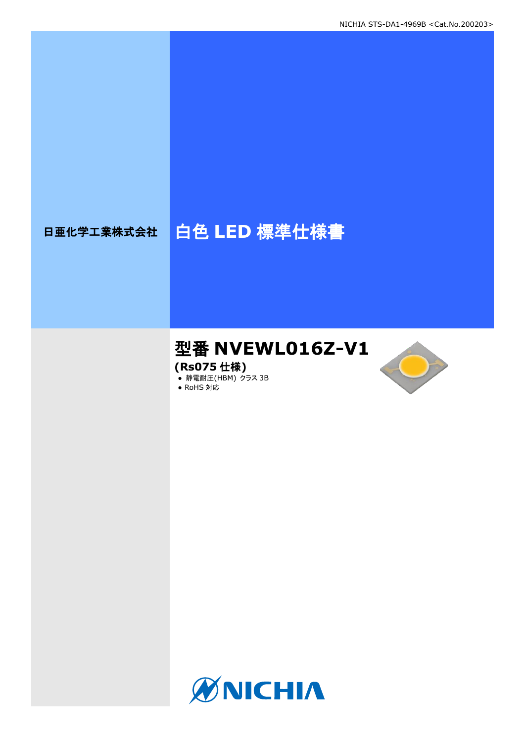日亜化学工業株式会社

# 白色 LED 標準仕様書

## 型番 NVEWL016Z-V1

**(Rs075 仕様)**

- 静電耐圧(HBM) クラス 3B
- RoHS 対応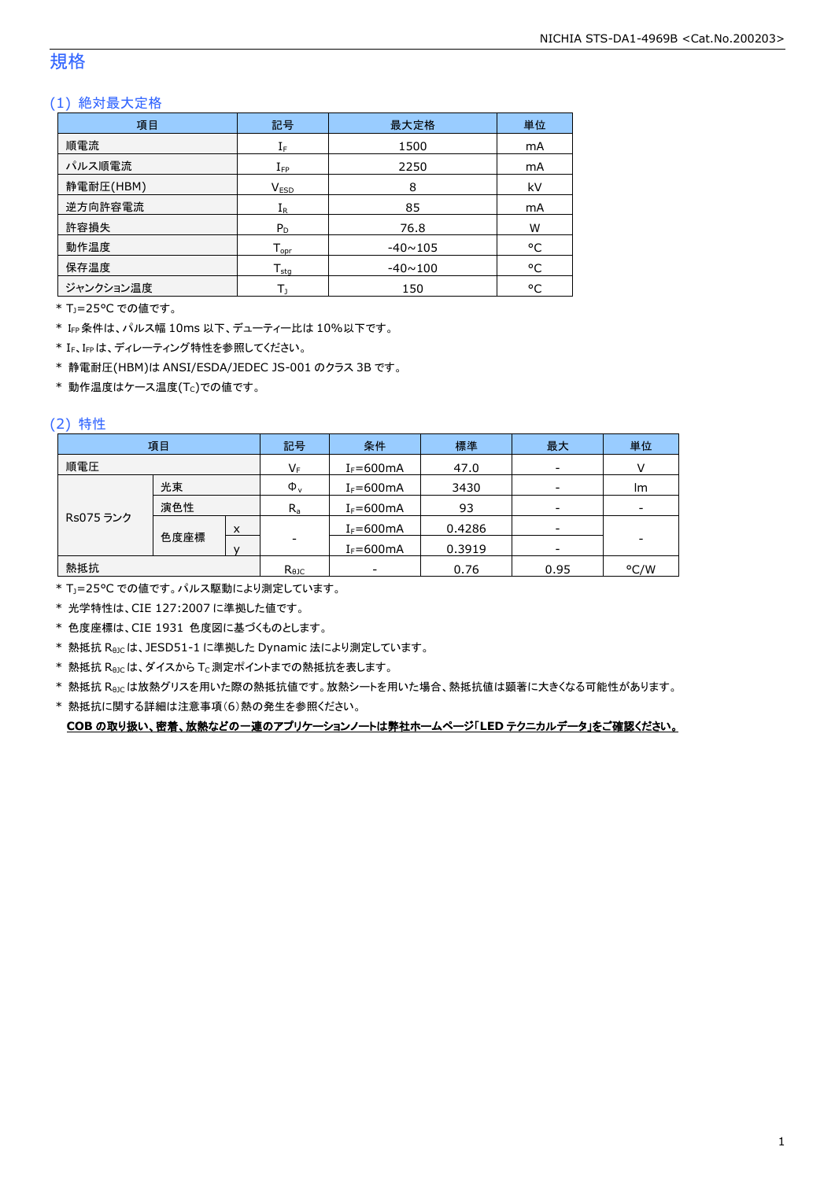# 規格

## (1) 絶対最大定格

| 項目 | 記号 | 最大定格 | 単位 |
|---|---|---|---|
| 順電流 | $I_F$ | 1500 | mA |
| パルス順電流 | $I_{FP}$ | 2250 | mA |
| 静電耐圧(HBM) | $V_{ESD}$ | 8 | kV |
| 逆方向許容電流 | $I_R$ | 85 | mA |
| 許容損失 | $P_D$ | 76.8 | W |
| 動作温度 | $T_{opr}$ | -40~105 | °C |
| 保存温度 | $T_{stg}$ | -40~100 | °C |
| ジャンクション温度 | $T_J$ | 150 | °C |

* $T_J$=25°C での値です。
* $I_{FP}$ 条件は、パルス幅 10ms 以下、デューティー比は 10%以下です。
* $I_F$、$I_{FP}$ は、ディレーティング特性を参照してください。
* 静電耐圧(HBM)は ANSI/ESDA/JEDEC JS-001 のクラス 3B です。
* 動作温度はケース温度($T_C$)での値です。

## (2) 特性

| 項目 | | | 記号 | 条件 | 標準 | 最大 | 単位 |
|---|---|---|---|---|---|---|---|
| 順電圧 | | | $V_F$ | $I_F$=600mA | 47.0 | - | V |
| Rs075 ランク | 光束 | | $\Phi_v$ | $I_F$=600mA | 3430 | - | lm |
| | 演色性 | | $R_a$ | $I_F$=600mA | 93 | - | - |
| | 色度座標 | x | - | $I_F$=600mA | 0.4286 | - | - |
| | | y | | $I_F$=600mA | 0.3919 | - | |
| 熱抵抗 | | | $R_{\theta JC}$ | - | 0.76 | 0.95 | °C/W |

* $T_J$=25°C での値です。パルス駆動により測定しています。
* 光学特性は、CIE 127:2007 に準拠した値です。
* 色度座標は、CIE 1931 色度図に基づくものとします。
* 熱抵抗 $R_{\theta JC}$ は、JESD51-1 に準拠した Dynamic 法により測定しています。
* 熱抵抗 $R_{\theta JC}$ は、ダイスから $T_C$ 測定ポイントまでの熱抵抗を表します。
* 熱抵抗 $R_{\theta JC}$ は放熱グリスを用いた際の熱抵抗値です。放熱シートを用いた場合、熱抵抗値は顕著に大きくなる可能性があります。
* 熱抵抗に関する詳細は注意事項(6)熱の発生を参照ください。

**COB の取り扱い、密着、放熱などの一連のアプリケーションノートは弊社ホームページ「LED テクニカルデータ」をご確認ください。**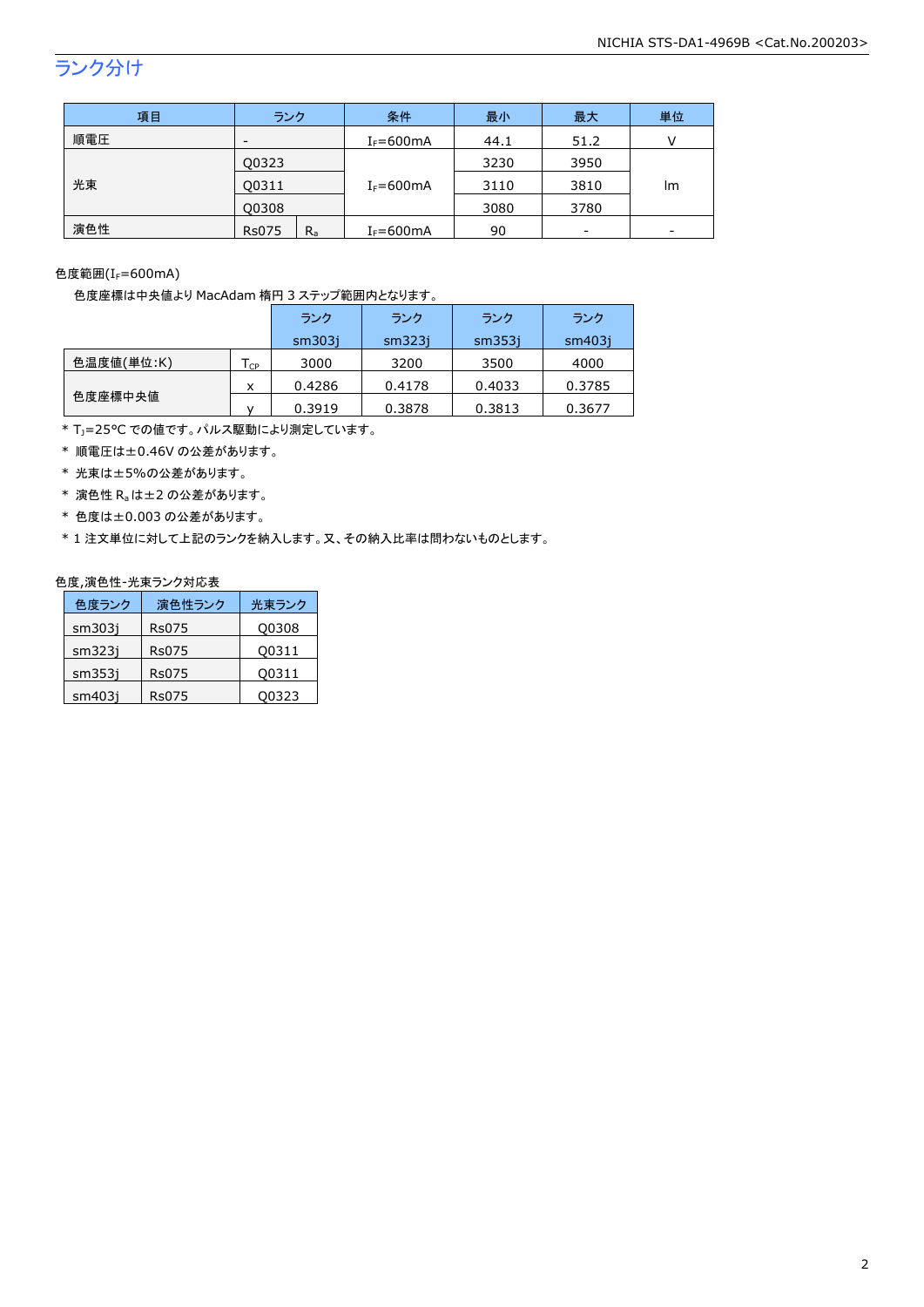## ランク分け

| 項目 | ランク | | 条件 | 最小 | 最大 | 単位 |
|---|---|---|---|---|---|---|
| 順電圧 | - | | $I_F$=600mA | 44.1 | 51.2 | V |
| 光束 | Q0323 | | $I_F$=600mA | 3230 | 3950 | lm |
| | Q0311 | | | 3110 | 3810 | |
| | Q0308 | | | 3080 | 3780 | |
| 演色性 | Rs075 | $R_a$ | $I_F$=600mA | 90 | - | - |

色度範囲($I_F$=600mA)

色度座標は中央値より MacAdam 楕円 3 ステップ範囲内となります。

| | | ランク sm303j | ランク sm323j | ランク sm353j | ランク sm403j |
|---|---|---|---|---|---|
| 色温度値(単位:K) | $T_{CP}$ | 3000 | 3200 | 3500 | 4000 |
| 色度座標中央値 | x | 0.4286 | 0.4178 | 0.4033 | 0.3785 |
| | y | 0.3919 | 0.3878 | 0.3813 | 0.3677 |

* $T_J$=25°C での値です。パルス駆動により測定しています。
* 順電圧は±0.46V の公差があります。
* 光束は±5%の公差があります。
* 演色性 $R_a$ は±2 の公差があります。
* 色度は±0.003 の公差があります。
* 1 注文単位に対して上記のランクを納入します。又、その納入比率は問わないものとします。

色度,演色性-光束ランク対応表

| 色度ランク | 演色性ランク | 光束ランク |
|---|---|---|
| sm303j | Rs075 | Q0308 |
| sm323j | Rs075 | Q0311 |
| sm353j | Rs075 | Q0311 |
| sm403j | Rs075 | Q0323 |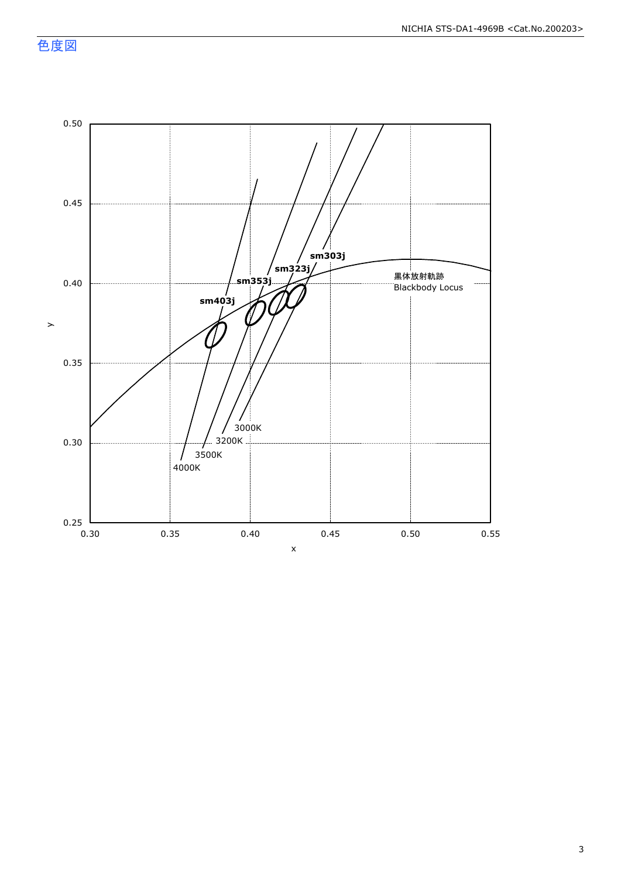## 色度図

黒体放射軌跡
Blackbody Locus

sm403j
sm353j
sm323j
sm303j

4000K
3500K
3200K
3000K

x

y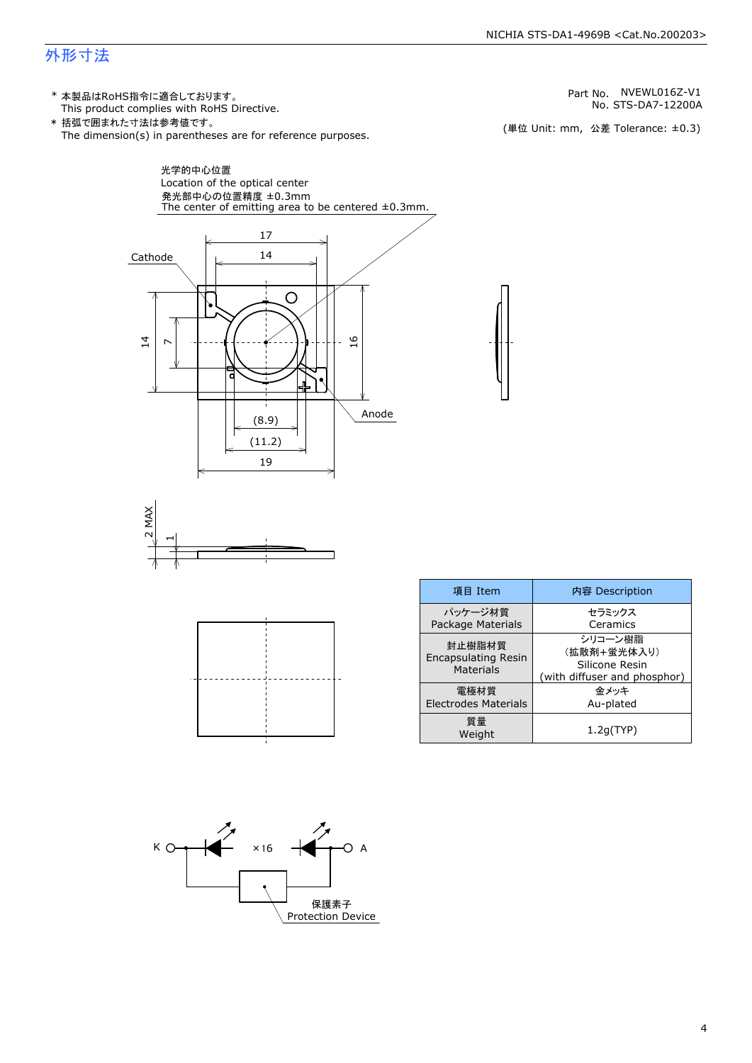## 外形寸法

\* 本製品はRoHS指令に適合しております。
This product complies with RoHS Directive.

\* 括弧で囲まれた寸法は参考値です。
The dimension(s) in parentheses are for reference purposes.

Part No.　NVEWL016Z-V1
No. STS-DA7-12200A

(単位 Unit: mm,　公差 Tolerance: ±0.3)

光学的中心位置
Location of the optical center
発光部中心の位置精度 ±0.3mm
The center of emitting area to be centered ±0.3mm.

Cathode

Anode

17, 14, 14, 7, 16, (8.9), (11.2), 19

2 MAX, 1

| 項目 Item | 内容 Description |
|---|---|
| パッケージ材質<br>Package Materials | セラミックス<br>Ceramics |
| 封止樹脂材質<br>Encapsulating Resin Materials | シリコーン樹脂<br>（拡散剤+蛍光体入り）<br>Silicone Resin<br>(with diffuser and phosphor) |
| 電極材質<br>Electrodes Materials | 金メッキ<br>Au-plated |
| 質量<br>Weight | 1.2g(TYP) |

K　×16　A

保護素子
Protection Device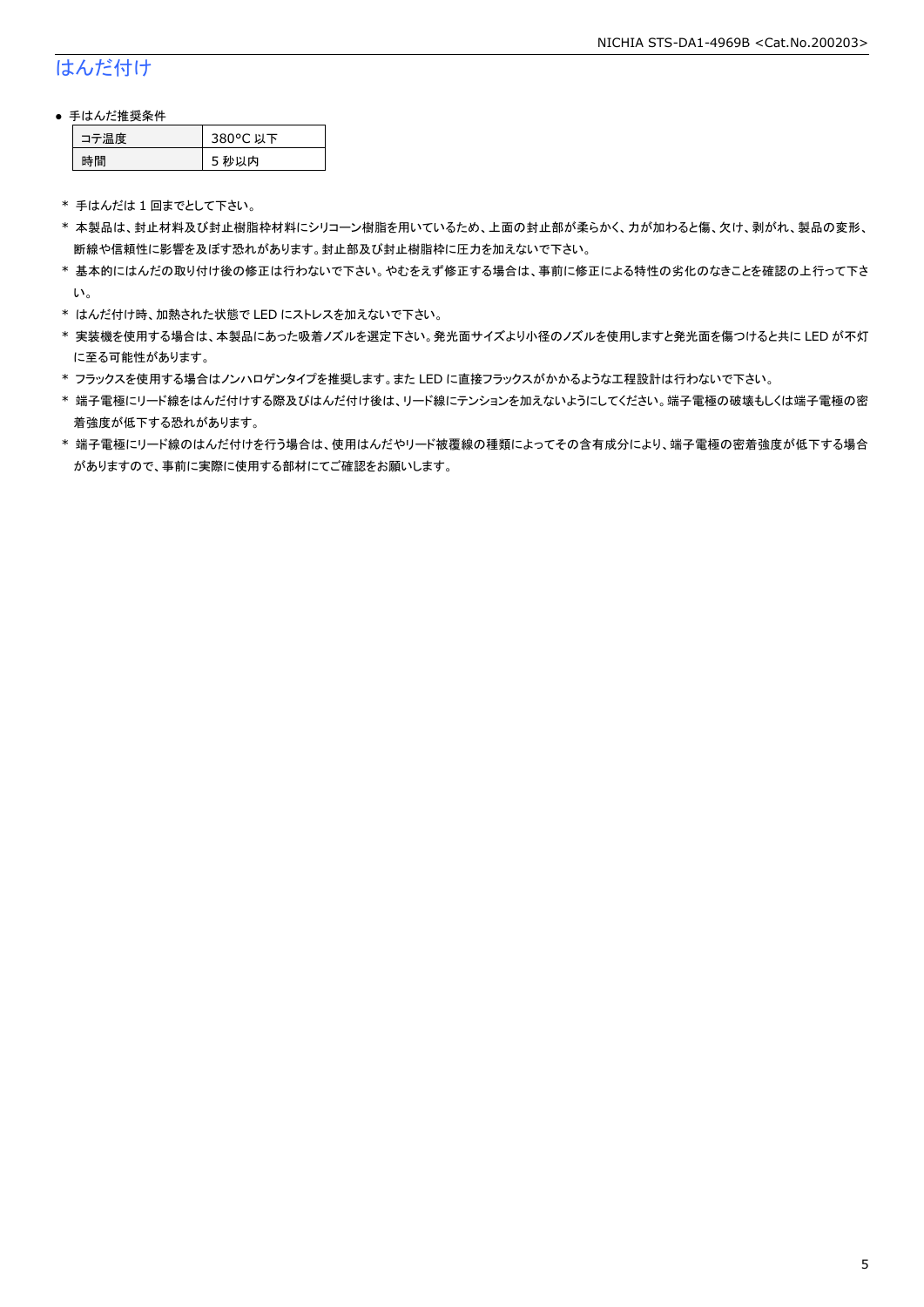# はんだ付け

- 手はんだ推奨条件

| コテ温度 | 380°C 以下 |
|---|---|
| 時間 | 5 秒以内 |

\* 手はんだは 1 回までとして下さい。

\* 本製品は、封止材料及び封止樹脂枠材料にシリコーン樹脂を用いているため、上面の封止部が柔らかく、力が加わると傷、欠け、剥がれ、製品の変形、断線や信頼性に影響を及ぼす恐れがあります。封止部及び封止樹脂枠に圧力を加えないで下さい。

\* 基本的にはんだの取り付け後の修正は行わないで下さい。やむをえず修正する場合は、事前に修正による特性の劣化のなきことを確認の上行って下さい。

\* はんだ付け時、加熱された状態で LED にストレスを加えないで下さい。

\* 実装機を使用する場合は、本製品にあった吸着ノズルを選定下さい。発光面サイズより小径のノズルを使用しますと発光面を傷つけると共に LED が不灯に至る可能性があります。

\* フラックスを使用する場合はノンハロゲンタイプを推奨します。また LED に直接フラックスがかかるような工程設計は行わないで下さい。

\* 端子電極にリード線をはんだ付けする際及びはんだ付け後は、リード線にテンションを加えないようにしてください。端子電極の破壊もしくは端子電極の密着強度が低下する恐れがあります。

\* 端子電極にリード線のはんだ付けを行う場合は、使用はんだやリード被覆線の種類によってその含有成分により、端子電極の密着強度が低下する場合がありますので、事前に実際に使用する部材にてご確認をお願いします。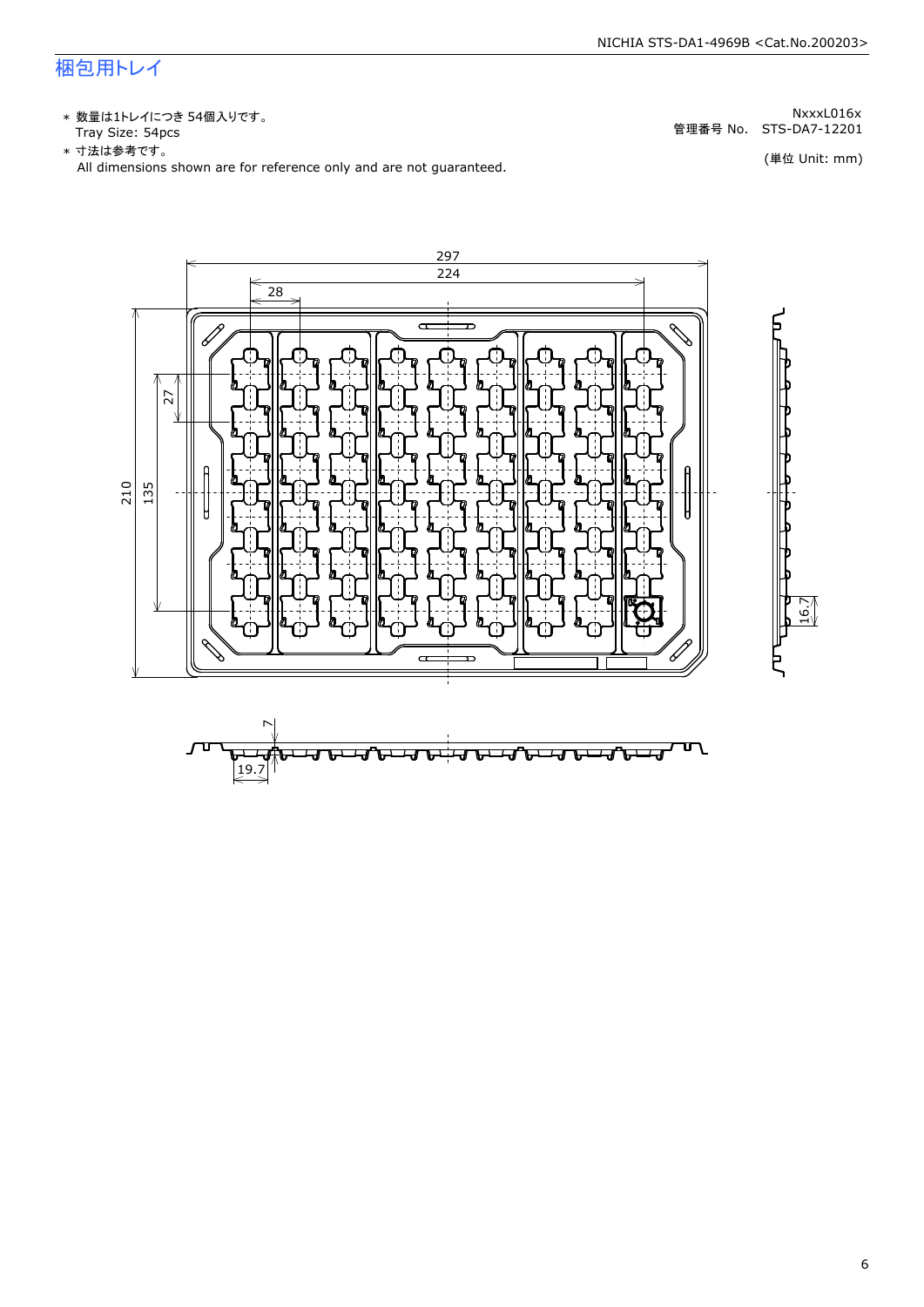# 梱包用トレイ

\* 数量は1トレイにつき 54個入りです。
  Tray Size: 54pcs

\* 寸法は参考です。
  All dimensions shown are for reference only and are not guaranteed.

NxxxL016x
管理番号 No. STS-DA7-12201

(単位 Unit: mm)

297
224
28
27
210
135
16.7
7
19.7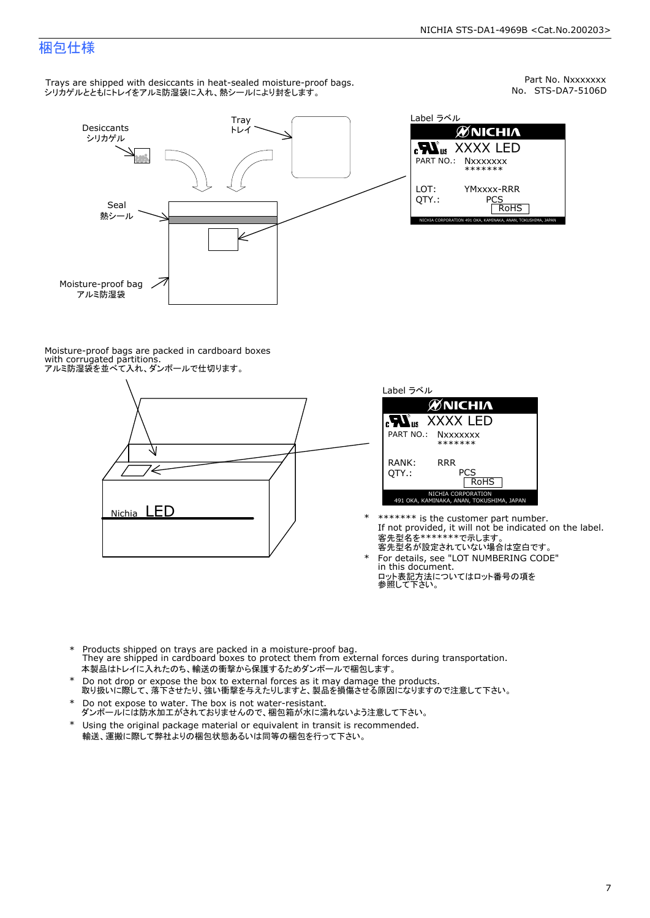# 梱包仕様

Part No. Nxxxxxxx
No. STS-DA7-5106D

Trays are shipped with desiccants in heat-sealed moisture-proof bags.
シリカゲルとともにトレイをアルミ防湿袋に入れ、熱シールにより封をします。

Desiccants
シリカゲル

Tray
トレイ

Seal
熱シール

Moisture-proof bag
アルミ防湿袋

Label ラベル

NICHIA
XXXX LED
PART NO.: Nxxxxxxx
\*\*\*\*\*\*\*
LOT: YMxxxx-RRR
QTY.: PCS
RoHS
NICHIA CORPORATION 491 OKA, KAMINAKA, ANAN, TOKUSHIMA, JAPAN

Moisture-proof bags are packed in cardboard boxes with corrugated partitions.
アルミ防湿袋を並べて入れ、ダンボールで仕切ります。

Nichia LED

Label ラベル

NICHIA
XXXX LED
PART NO.: Nxxxxxxx
\*\*\*\*\*\*\*
RANK: RRR
QTY.: PCS
RoHS
NICHIA CORPORATION
491 OKA, KAMINAKA, ANAN, TOKUSHIMA, JAPAN

\* \*\*\*\*\*\*\* is the customer part number.
If not provided, it will not be indicated on the label.
客先型名を\*\*\*\*\*\*\*で示します。
客先型名が設定されていない場合は空白です。

\* For details, see "LOT NUMBERING CODE" in this document.
ロット表記方法についてはロット番号の項を参照して下さい。

\* Products shipped on trays are packed in a moisture-proof bag.
They are shipped in cardboard boxes to protect them from external forces during transportation.
本製品はトレイに入れたのち、輸送の衝撃から保護するためダンボールで梱包します。

\* Do not drop or expose the box to external forces as it may damage the products.
取り扱いに際して、落下させたり、強い衝撃を与えたりしますと、製品を損傷させる原因になりますので注意して下さい。

\* Do not expose to water. The box is not water-resistant.
ダンボールには防水加工がされておりませんので、梱包箱が水に濡れないよう注意して下さい。

\* Using the original package material or equivalent in transit is recommended.
輸送、運搬に際して弊社よりの梱包状態あるいは同等の梱包を行って下さい。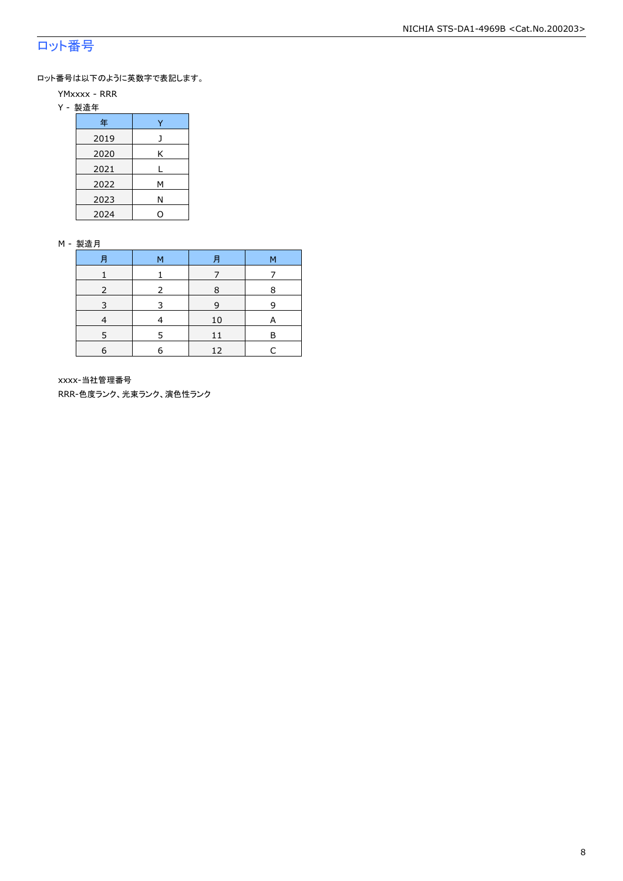## ロット番号

ロット番号は以下のように英数字で表記します。

YMxxxx - RRR

Y - 製造年

| 年 | Y |
|---|---|
| 2019 | J |
| 2020 | K |
| 2021 | L |
| 2022 | M |
| 2023 | N |
| 2024 | O |

M - 製造月

| 月 | M | 月 | M |
|---|---|---|---|
| 1 | 1 | 7 | 7 |
| 2 | 2 | 8 | 8 |
| 3 | 3 | 9 | 9 |
| 4 | 4 | 10 | A |
| 5 | 5 | 11 | B |
| 6 | 6 | 12 | C |

xxxx-当社管理番号

RRR-色度ランク、光束ランク、演色性ランク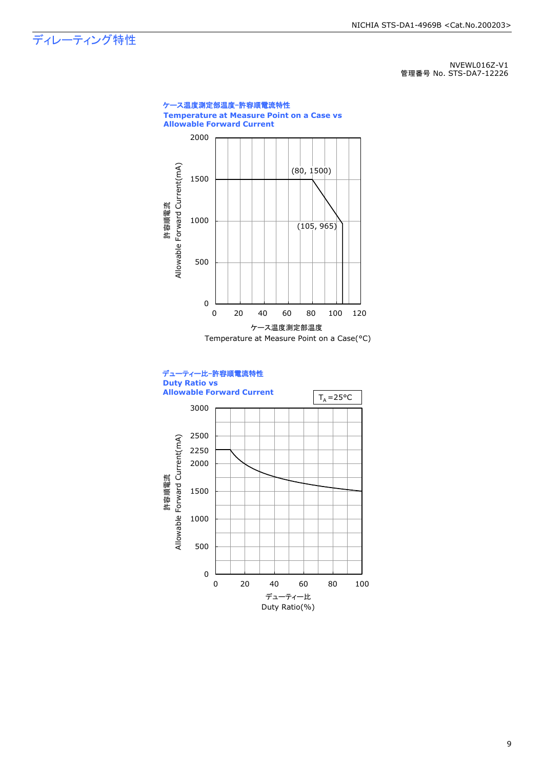# ディレーティング特性

NVEWL016Z-V1
管理番号 No. STS-DA7-12226

**ケース温度測定部温度–許容順電流特性**
**Temperature at Measure Point on a Case vs Allowable Forward Current**

許容順電流
Allowable Forward Current(mA)

(80, 1500)
(105, 965)

ケース温度測定部温度
Temperature at Measure Point on a Case(°C)

**デューティー比–許容順電流特性**
**Duty Ratio vs Allowable Forward Current**

$T_A$=25°C

許容順電流
Allowable Forward Current(mA)

デューティー比
Duty Ratio(%)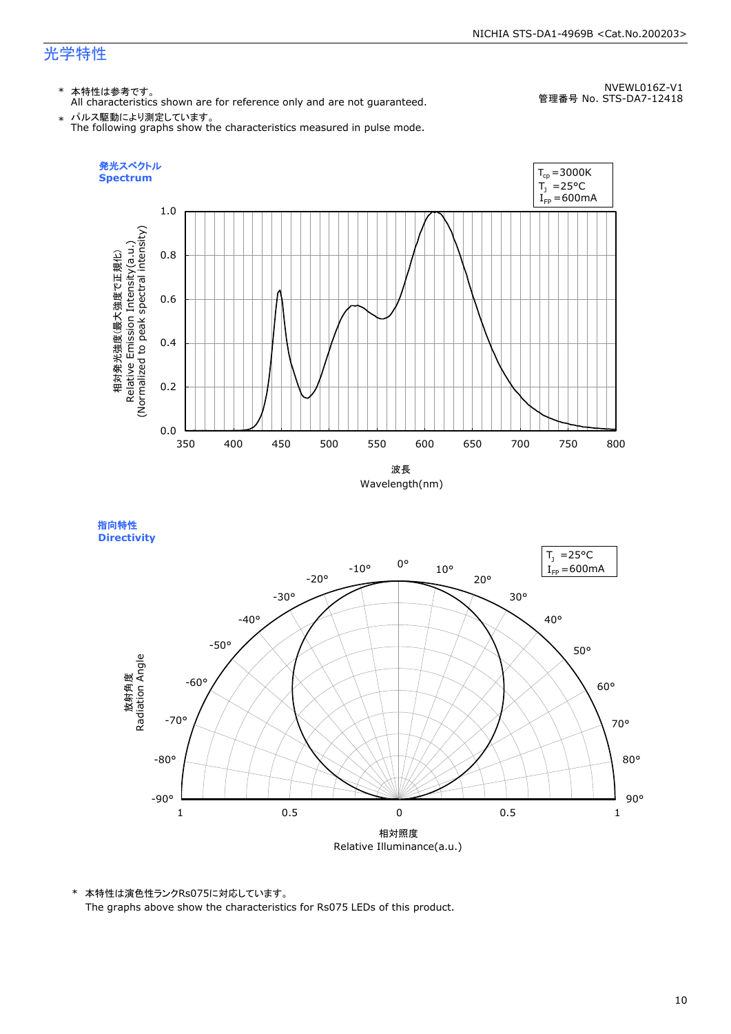# 光学特性

NVEWL016Z-V1
管理番号 No. STS-DA7-12418

\* 本特性は参考です。
All characteristics shown are for reference only and are not guaranteed.

\* パルス駆動により測定しています。
The following graphs show the characteristics measured in pulse mode.

**発光スペクトル**
**Spectrum**

$T_{cp}$=3000K
$T_J$ =25°C
$I_{FP}$=600mA

相対発光強度(最大強度で正規化)
Relative Emission Intensity(a.u.)
(Normalized to peak spectral intensity)

波長
Wavelength(nm)

**指向特性**
**Directivity**

$T_J$ =25°C
$I_{FP}$=600mA

放射角度
Radiation Angle

相対照度
Relative Illuminance(a.u.)

\* 本特性は演色性ランクRs075に対応しています。
The graphs above show the characteristics for Rs075 LEDs of this product.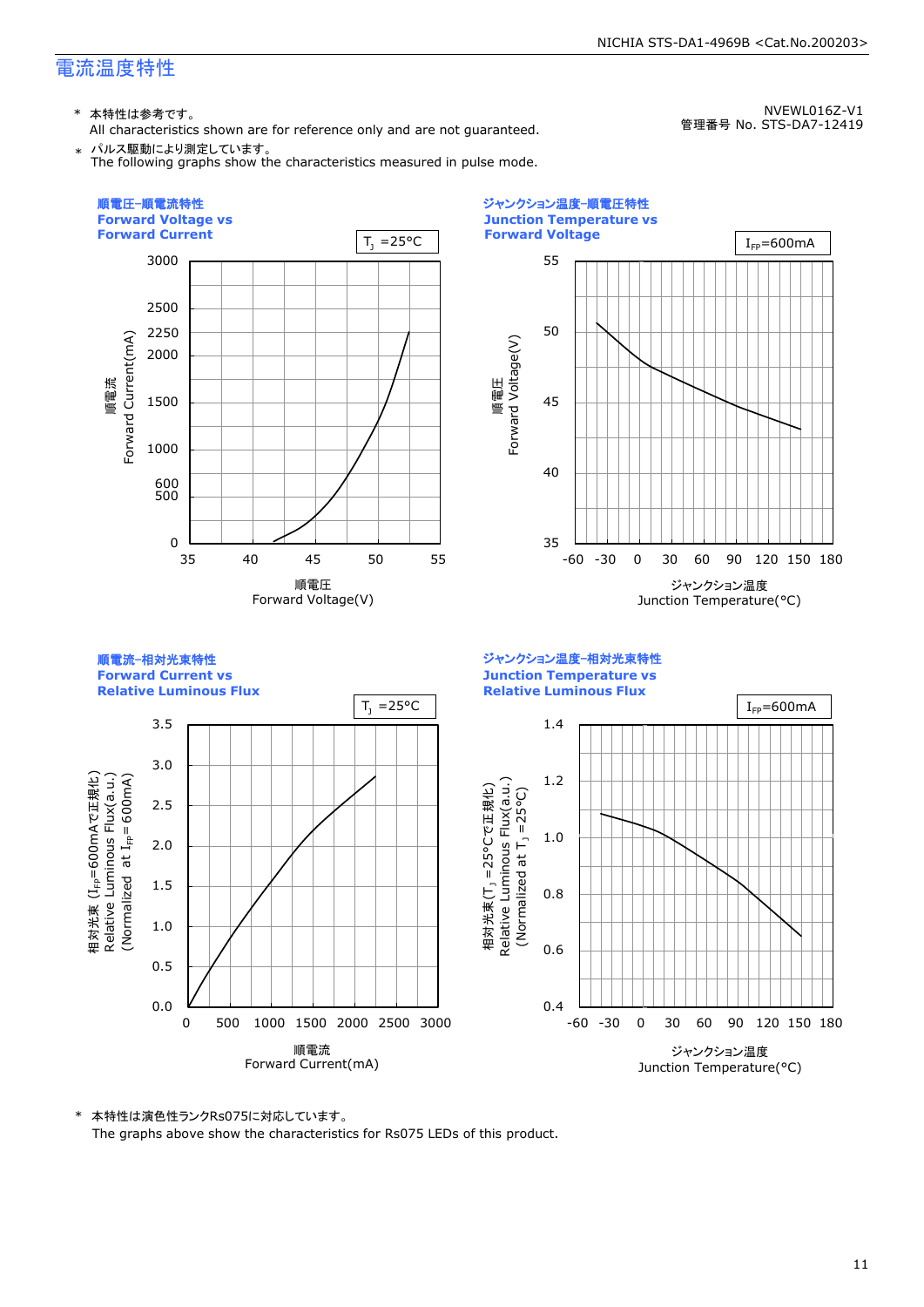## 電流温度特性

NVEWL016Z-V1
管理番号 No. STS-DA7-12419

- \* 本特性は参考です。
  All characteristics shown are for reference only and are not guaranteed.
- \* パルス駆動により測定しています。
  The following graphs show the characteristics measured in pulse mode.

### 順電圧-順電流特性 Forward Voltage vs Forward Current

$T_J$ =25°C

Y-axis: 順電流 Forward Current(mA) — 0, 500, 600, 1000, 1500, 2000, 2250, 2500, 3000

X-axis: 順電圧 Forward Voltage(V) — 35, 40, 45, 50, 55

### ジャンクション温度-順電圧特性 Junction Temperature vs Forward Voltage

$I_{FP}$=600mA

Y-axis: 順電圧 Forward Voltage(V) — 35, 40, 45, 50, 55

X-axis: ジャンクション温度 Junction Temperature(°C) — -60, -30, 0, 30, 60, 90, 120, 150, 180

### 順電流-相対光束特性 Forward Current vs Relative Luminous Flux

$T_J$ =25°C

Y-axis: 相対光束 ($I_{FP}$=600mAで正規化) Relative Luminous Flux(a.u.) (Normalized at $I_{FP}$=600mA) — 0.0, 0.5, 1.0, 1.5, 2.0, 2.5, 3.0, 3.5

X-axis: 順電流 Forward Current(mA) — 0, 500, 1000, 1500, 2000, 2500, 3000

### ジャンクション温度-相対光束特性 Junction Temperature vs Relative Luminous Flux

$I_{FP}$=600mA

Y-axis: 相対光束($T_J$ =25°Cで正規化) Relative Luminous Flux(a.u.) (Normalized at $T_J$ =25°C) — 0.4, 0.6, 0.8, 1.0, 1.2, 1.4

X-axis: ジャンクション温度 Junction Temperature(°C) — -60, -30, 0, 30, 60, 90, 120, 150, 180

- \* 本特性は演色性ランクRs075に対応しています。
  The graphs above show the characteristics for Rs075 LEDs of this product.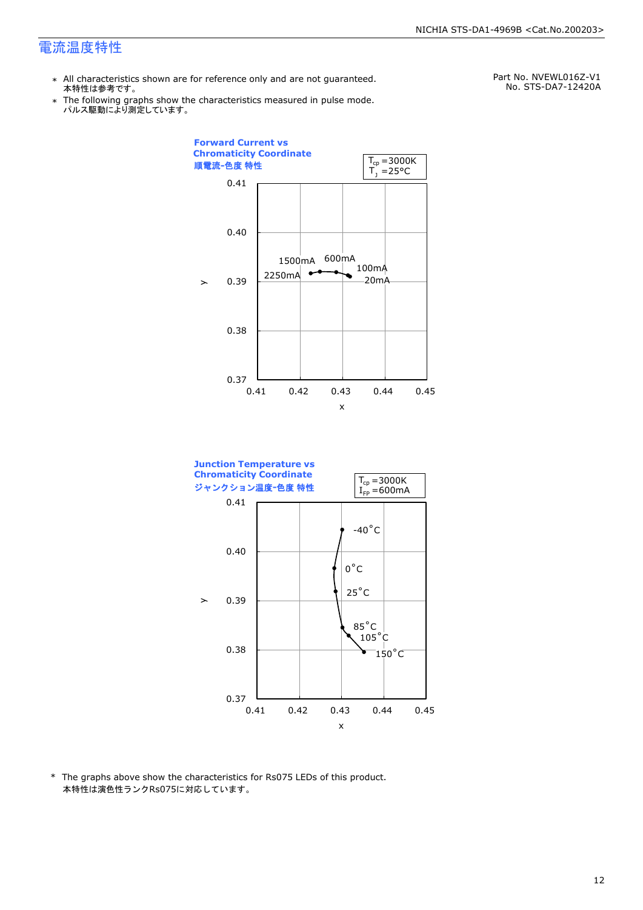# 電流温度特性

- ＊ All characteristics shown are for reference only and are not guaranteed.
  本特性は参考です。
- ＊ The following graphs show the characteristics measured in pulse mode.
  パルス駆動により測定しています。

Part No. NVEWL016Z-V1
No. STS-DA7-12420A

**Forward Current vs Chromaticity Coordinate**
**順電流-色度 特性**

$T_{cp}$ =3000K
$T_J$ =25°C

y: 0.37–0.41; x: 0.41–0.45
Data labels: 2250mA, 1500mA, 600mA, 100mA, 20mA

**Junction Temperature vs Chromaticity Coordinate**
**ジャンクション温度-色度 特性**

$T_{cp}$ =3000K
$I_{FP}$ =600mA

y: 0.37–0.41; x: 0.41–0.45
Data labels: -40°C, 0°C, 25°C, 85°C, 105°C, 150°C

\* The graphs above show the characteristics for Rs075 LEDs of this product.
本特性は演色性ランクRs075に対応しています。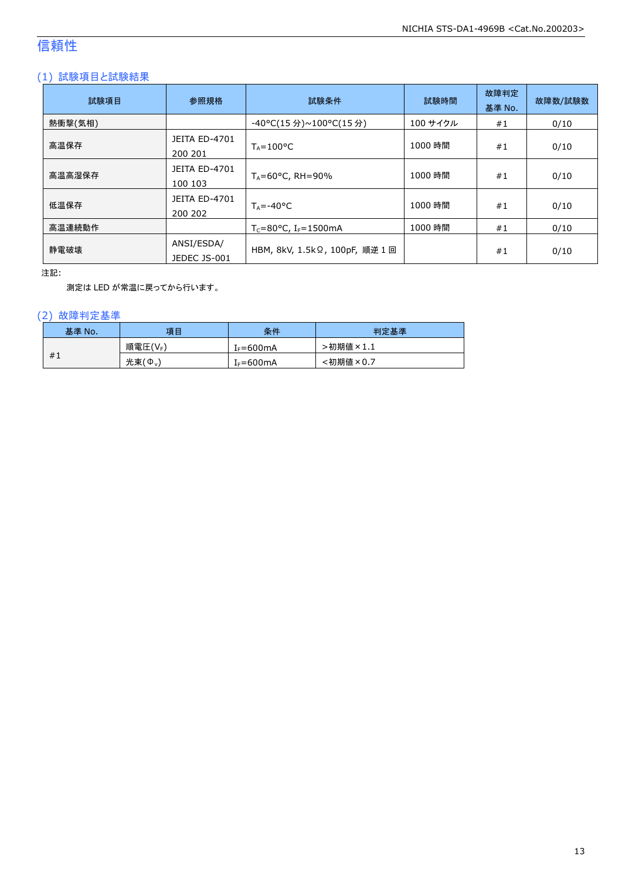# 信頼性

## (1) 試験項目と試験結果

| 試験項目 | 参照規格 | 試験条件 | 試験時間 | 故障判定基準 No. | 故障数/試験数 |
|---|---|---|---|---|---|
| 熱衝撃(気相) | | -40°C(15 分)~100°C(15 分) | 100 サイクル | #1 | 0/10 |
| 高温保存 | JEITA ED-4701 200 201 | $T_A$=100°C | 1000 時間 | #1 | 0/10 |
| 高温高湿保存 | JEITA ED-4701 100 103 | $T_A$=60°C, RH=90% | 1000 時間 | #1 | 0/10 |
| 低温保存 | JEITA ED-4701 200 202 | $T_A$=-40°C | 1000 時間 | #1 | 0/10 |
| 高温連続動作 | | $T_C$=80°C, $I_F$=1500mA | 1000 時間 | #1 | 0/10 |
| 静電破壊 | ANSI/ESDA/ JEDEC JS-001 | HBM, 8kV, 1.5kΩ, 100pF, 順逆 1 回 | | #1 | 0/10 |

注記:

測定は LED が常温に戻ってから行います。

## (2) 故障判定基準

| 基準 No. | 項目 | 条件 | 判定基準 |
|---|---|---|---|
| #1 | 順電圧($V_F$) | $I_F$=600mA | >初期値×1.1 |
| | 光束($\Phi_V$) | $I_F$=600mA | <初期値×0.7 |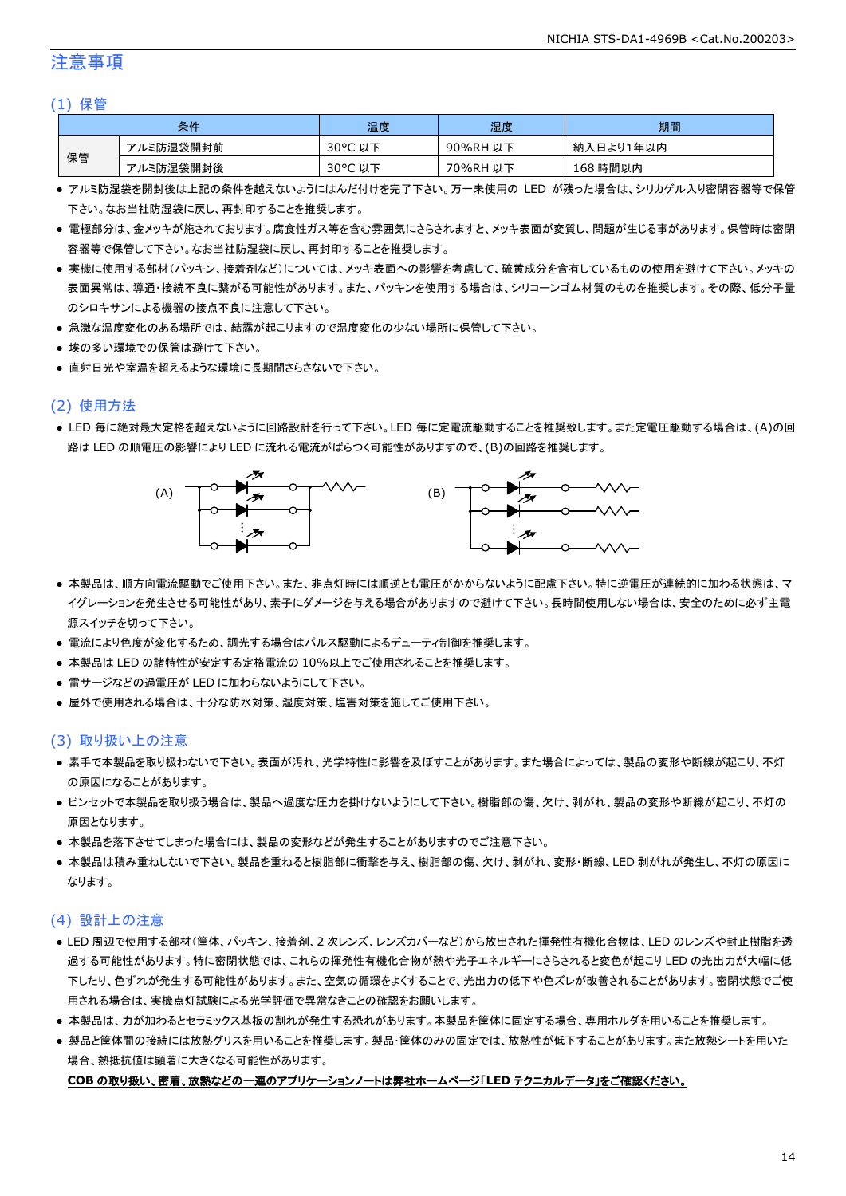## 注意事項

### (1) 保管

| 条件 | | 温度 | 湿度 | 期間 |
|---|---|---|---|---|
| 保管 | アルミ防湿袋開封前 | 30°C 以下 | 90%RH 以下 | 納入日より1年以内 |
| | アルミ防湿袋開封後 | 30°C 以下 | 70%RH 以下 | 168 時間以内 |

- アルミ防湿袋を開封後は上記の条件を越えないようにはんだ付けを完了下さい。万一未使用の LED が残った場合は、シリカゲル入り密閉容器等で保管下さい。なお当社防湿袋に戻し、再封印することを推奨します。
- 電極部分は、金メッキが施されております。腐食性ガス等を含む雰囲気にさらされますと、メッキ表面が変質し、問題が生じる事があります。保管時は密閉容器等で保管して下さい。なお当社防湿袋に戻し、再封印することを推奨します。
- 実機に使用する部材(パッキン、接着剤など)については、メッキ表面への影響を考慮して、硫黄成分を含有しているものの使用を避けて下さい。メッキの表面異常は、導通・接続不良に繋がる可能性があります。また、パッキンを使用する場合は、シリコーンゴム材質のものを推奨します。その際、低分子量のシロキサンによる機器の接点不良に注意して下さい。
- 急激な温度変化のある場所では、結露が起こりますので温度変化の少ない場所に保管して下さい。
- 埃の多い環境での保管は避けて下さい。
- 直射日光や室温を超えるような環境に長期間さらさないで下さい。

### (2) 使用方法

- LED 毎に絶対最大定格を超えないように回路設計を行って下さい。LED 毎に定電流駆動することを推奨致します。また定電圧駆動する場合は、(A)の回路は LED の順電圧の影響により LED に流れる電流がばらつく可能性がありますので、(B)の回路を推奨します。

(A)　　　　(B)

- 本製品は、順方向電流駆動でご使用下さい。また、非点灯時には順逆とも電圧がかからないように配慮下さい。特に逆電圧が連続的に加わる状態は、マイグレーションを発生させる可能性があり、素子にダメージを与える場合がありますので避けて下さい。長時間使用しない場合は、安全のために必ず主電源スイッチを切って下さい。
- 電流により色度が変化するため、調光する場合はパルス駆動によるデューティ制御を推奨します。
- 本製品は LED の諸特性が安定する定格電流の 10%以上でご使用されることを推奨します。
- 雷サージなどの過電圧が LED に加わらないようにして下さい。
- 屋外で使用される場合は、十分な防水対策、湿度対策、塩害対策を施してご使用下さい。

### (3) 取り扱い上の注意

- 素手で本製品を取り扱わないで下さい。表面が汚れ、光学特性に影響を及ぼすことがあります。また場合によっては、製品の変形や断線が起こり、不灯の原因になることがあります。
- ピンセットで本製品を取り扱う場合は、製品へ過度な圧力を掛けないようにして下さい。樹脂部の傷、欠け、剥がれ、製品の変形や断線が起こり、不灯の原因となります。
- 本製品を落下させてしまった場合には、製品の変形などが発生することがありますのでご注意下さい。
- 本製品は積み重ねしないで下さい。製品を重ねると樹脂部に衝撃を与え、樹脂部の傷、欠け、剥がれ、変形・断線、LED 剥がれが発生し、不灯の原因になります。

### (4) 設計上の注意

- LED 周辺で使用する部材(筐体、パッキン、接着剤、2 次レンズ、レンズカバーなど)から放出された揮発性有機化合物は、LED のレンズや封止樹脂を透過する可能性があります。特に密閉状態では、これらの揮発性有機化合物が熱や光子エネルギーにさらされると変色が起こり LED の光出力が大幅に低下したり、色ずれが発生する可能性があります。また、空気の循環をよくすることで、光出力の低下や色ズレが改善されることがあります。密閉状態でご使用される場合は、実機点灯試験による光学評価で異常なきことの確認をお願いします。
- 本製品は、力が加わるとセラミックス基板の割れが発生する恐れがあります。本製品を筐体に固定する場合、専用ホルダを用いることを推奨します。
- 製品と筐体間の接続には放熱グリスを用いることを推奨します。製品･筐体のみの固定では、放熱性が低下することがあります。また放熱シートを用いた場合、熱抵抗値は顕著に大きくなる可能性があります。

**COB の取り扱い、密着、放熱などの一連のアプリケーションノートは弊社ホームページ｢LED テクニカルデータ｣をご確認ください。**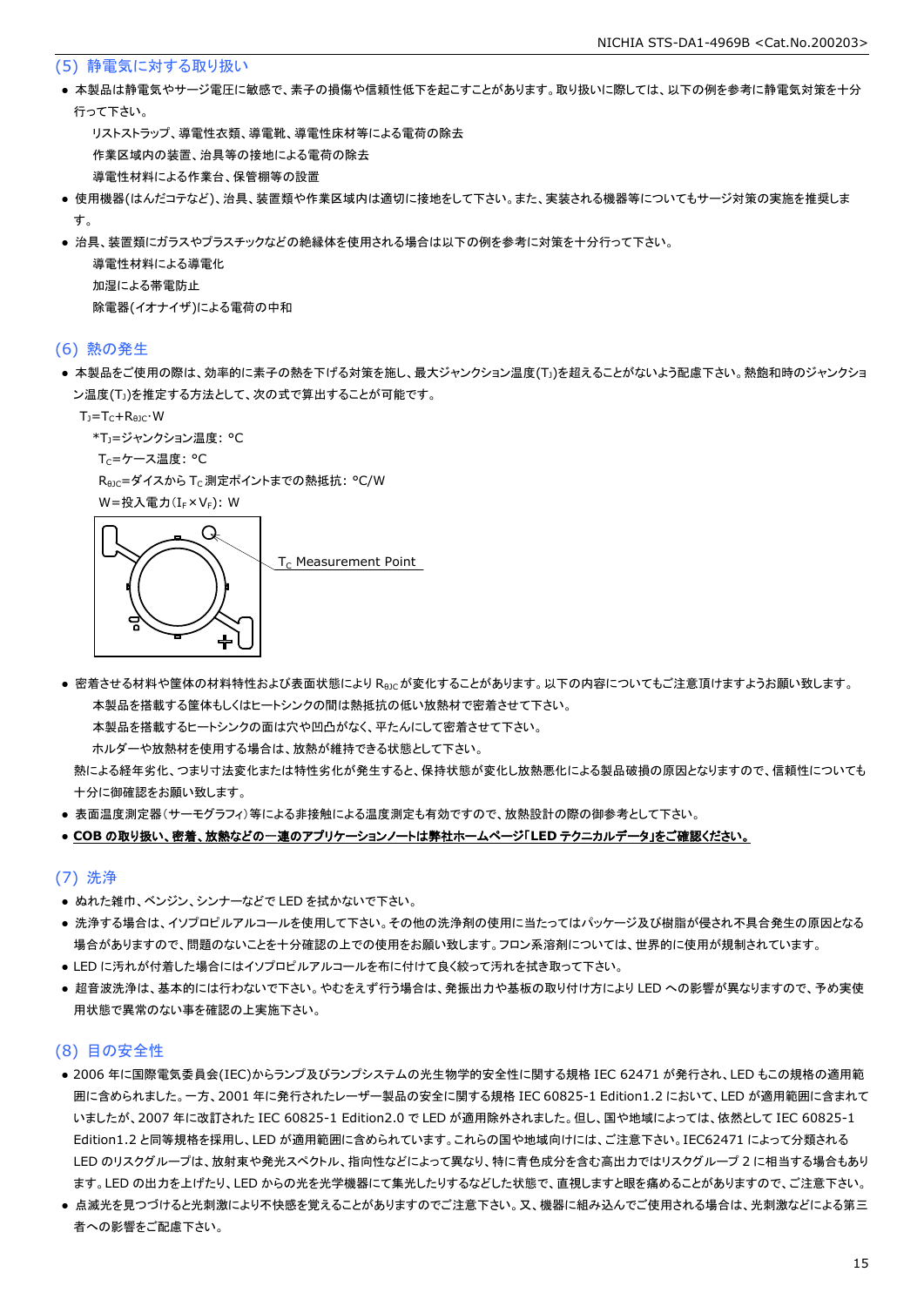## (5) 静電気に対する取り扱い

- 本製品は静電気やサージ電圧に敏感で、素子の損傷や信頼性低下を起こすことがあります。取り扱いに際しては、以下の例を参考に静電気対策を十分行って下さい。

  リストストラップ、導電性衣類、導電靴、導電性床材等による電荷の除去

  作業区域内の装置、治具等の接地による電荷の除去

  導電性材料による作業台、保管棚等の設置
- 使用機器(はんだコテなど)、治具、装置類や作業区域内は適切に接地をして下さい。また、実装される機器等についてもサージ対策の実施を推奨します。
- 治具、装置類にガラスやプラスチックなどの絶縁体を使用される場合は以下の例を参考に対策を十分行って下さい。

  導電性材料による導電化

  加湿による帯電防止

  除電器(イオナイザ)による電荷の中和

## (6) 熱の発生

- 本製品をご使用の際は、効率的に素子の熱を下げる対策を施し、最大ジャンクション温度($T_J$)を超えることがないよう配慮下さい。熱飽和時のジャンクション温度($T_J$)を推定する方法として、次の式で算出することが可能です。

  $T_J = T_C + R_{\theta JC} \cdot W$

  *$T_J$=ジャンクション温度: °C

  $T_C$=ケース温度: °C

  $R_{\theta JC}$=ダイスから $T_C$ 測定ポイントまでの熱抵抗: °C/W

  W=投入電力($I_F \times V_F$): W

  $T_C$ Measurement Point

- 密着させる材料や筐体の材料特性および表面状態により $R_{\theta JC}$ が変化することがあります。以下の内容についてもご注意頂けますようお願い致します。

  本製品を搭載する筐体もしくはヒートシンクの間は熱抵抗の低い放熱材で密着させて下さい。

  本製品を搭載するヒートシンクの面は穴や凹凸がなく、平たんにして密着させて下さい。

  ホルダーや放熱材を使用する場合は、放熱が維持できる状態として下さい。

  熱による経年劣化、つまり寸法変化または特性劣化が発生すると、保持状態が変化し放熱悪化による製品破損の原因となりますので、信頼性についても十分に御確認をお願い致します。
- 表面温度測定器(サーモグラフィ)等による非接触による温度測定も有効ですので、放熱設計の際の御参考として下さい。
- **COB の取り扱い、密着、放熱などの一連のアプリケーションノートは弊社ホームページ「LED テクニカルデータ」をご確認ください。**

## (7) 洗浄

- ぬれた雑巾、ベンジン、シンナーなどで LED を拭かないで下さい。
- 洗浄する場合は、イソプロピルアルコールを使用して下さい。その他の洗浄剤の使用に当たってはパッケージ及び樹脂が侵され不具合発生の原因となる場合がありますので、問題のないことを十分確認の上での使用をお願い致します。フロン系溶剤については、世界的に使用が規制されています。
- LED に汚れが付着した場合にはイソプロピルアルコールを布に付けて良く絞って汚れを拭き取って下さい。
- 超音波洗浄は、基本的には行わないで下さい。やむをえず行う場合は、発振出力や基板の取り付け方により LED への影響が異なりますので、予め実使用状態で異常のない事を確認の上実施下さい。

## (8) 目の安全性

- 2006 年に国際電気委員会(IEC)からランプ及びランプシステムの光生物学的安全性に関する規格 IEC 62471 が発行され、LED もこの規格の適用範囲に含められました。一方、2001 年に発行されたレーザー製品の安全に関する規格 IEC 60825-1 Edition1.2 において、LED が適用範囲に含まれていましたが、2007 年に改訂された IEC 60825-1 Edition2.0 で LED が適用除外されました。但し、国や地域によっては、依然として IEC 60825-1 Edition1.2 と同等規格を採用し、LED が適用範囲に含められています。これらの国や地域向けには、ご注意下さい。IEC62471 によって分類される LED のリスクグループは、放射束や発光スペクトル、指向性などによって異なり、特に青色成分を含む高出力ではリスクグループ 2 に相当する場合もあります。LED の出力を上げたり、LED からの光を光学機器にて集光したりするなどした状態で、直視しますと眼を痛めることがありますので、ご注意下さい。
- 点滅光を見つづけると光刺激により不快感を覚えることがありますのでご注意下さい。又、機器に組み込んでご使用される場合は、光刺激などによる第三者への影響をご配慮下さい。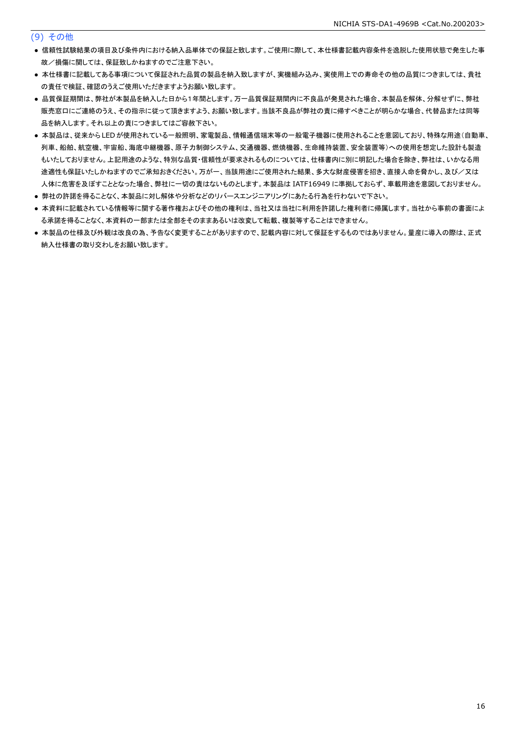## (9) その他

- 信頼性試験結果の項目及び条件内における納入品単体での保証と致します。ご使用に際して、本仕様書記載内容条件を逸脱した使用状態で発生した事故／損傷に関しては、保証致しかねますのでご注意下さい。
- 本仕様書に記載してある事項について保証された品質の製品を納入致しますが、実機組み込み、実使用上での寿命その他の品質につきましては、貴社の責任で検証、確認のうえご使用いただきますようお願い致します。
- 品質保証期間は、弊社が本製品を納入した日から1年間とします。万一品質保証期間内に不良品が発見された場合、本製品を解体、分解せずに、弊社販売窓口にご連絡のうえ、その指示に従って頂きますよう、お願い致します。当該不良品が弊社の責に帰すべきことが明らかな場合、代替品または同等品を納入します。それ以上の責につきましてはご容赦下さい。
- 本製品は、従来からLEDが使用されている一般照明、家電製品、情報通信端末等の一般電子機器に使用されることを意図しており、特殊な用途（自動車、列車、船舶、航空機、宇宙船、海底中継機器、原子力制御システム、交通機器、燃焼機器、生命維持装置、安全装置等）への使用を想定した設計も製造もいたしておりません。上記用途のような、特別な品質･信頼性が要求されるものについては、仕様書内に別に明記した場合を除き、弊社は、いかなる用途適性も保証いたしかねますのでご承知おきください。万が一、当該用途にご使用された結果、多大な財産侵害を招き、直接人命を脅かし、及び／又は人体に危害を及ぼすこととなった場合、弊社に一切の責はないものとします。本製品は IATF16949 に準拠しておらず、車載用途を意図しておりません。
- 弊社の許諾を得ることなく、本製品に対し解体や分析などのリバースエンジニアリングにあたる行為を行わないで下さい。
- 本資料に記載されている情報等に関する著作権およびその他の権利は、当社又は当社に利用を許諾した権利者に帰属します。当社から事前の書面による承諾を得ることなく、本資料の一部または全部をそのままあるいは改変して転載、複製等することはできません。
- 本製品の仕様及び外観は改良の為、予告なく変更することがありますので、記載内容に対して保証をするものではありません。量産に導入の際は、正式納入仕様書の取り交わしをお願い致します。